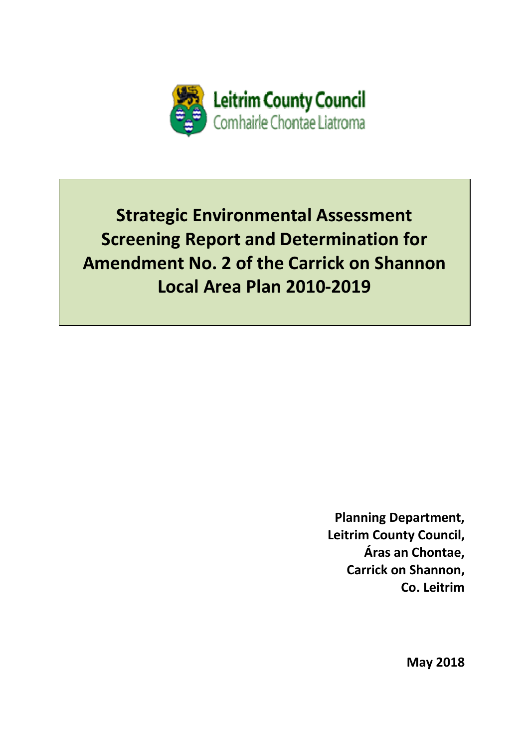Leitrim County Council
Comhairle Chontae Liatroma

# Strategic Environmental Assessment Screening Report and Determination for Amendment No. 2 of the Carrick on Shannon Local Area Plan 2010-2019

**Planning Department,**
**Leitrim County Council,**
**Áras an Chontae,**
**Carrick on Shannon,**
**Co. Leitrim**

**May 2018**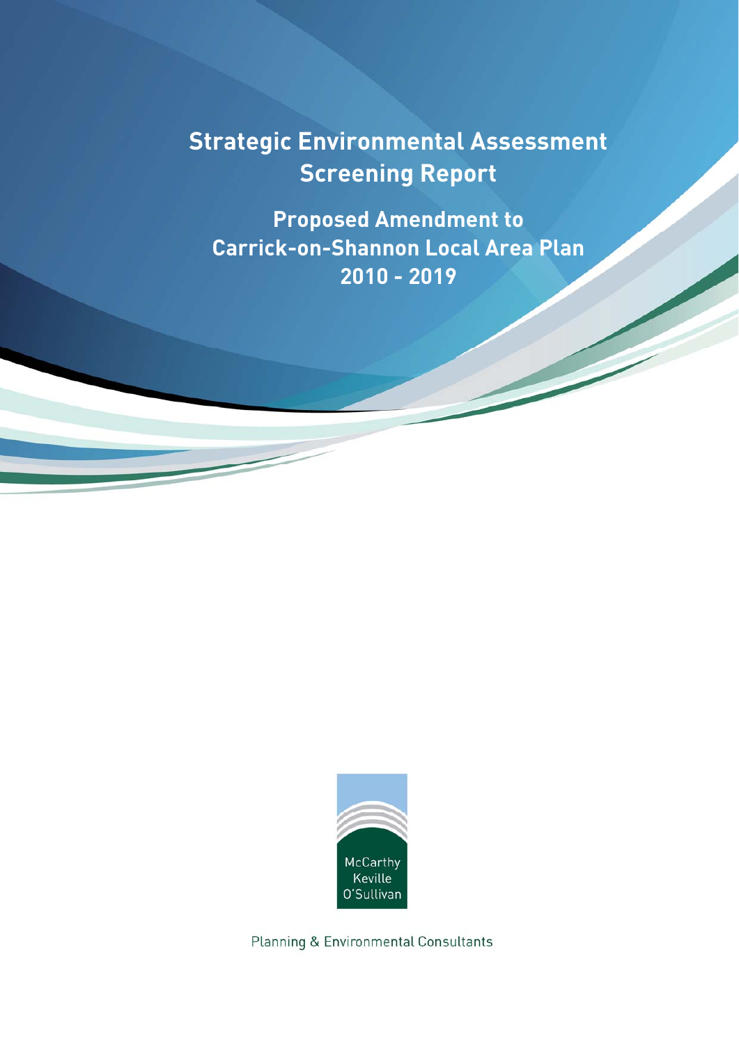# Strategic Environmental Assessment Screening Report

## Proposed Amendment to Carrick-on-Shannon Local Area Plan 2010 - 2019

McCarthy Keville O'Sullivan

Planning & Environmental Consultants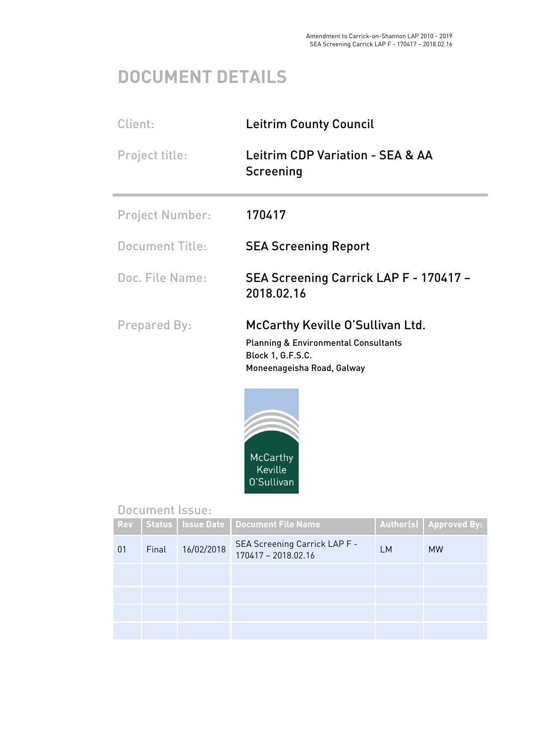# DOCUMENT DETAILS

| | |
|---|---|
| Client: | Leitrim County Council |
| Project title: | Leitrim CDP Variation - SEA & AA Screening |
| Project Number: | 170417 |
| Document Title: | SEA Screening Report |
| Doc. File Name: | SEA Screening Carrick LAP F - 170417 – 2018.02.16 |
| Prepared By: | McCarthy Keville O'Sullivan Ltd. |

Planning & Environmental Consultants
Block 1, G.F.S.C.
Moneenageisha Road, Galway

McCarthy Keville O'Sullivan

## Document Issue:

| Rev | Status | Issue Date | Document File Name | Author(s) | Approved By: |
|---|---|---|---|---|---|
| 01 | Final | 16/02/2018 | SEA Screening Carrick LAP F - 170417 – 2018.02.16 | LM | MW |
| | | | | | |
| | | | | | |
| | | | | | |
| | | | | | |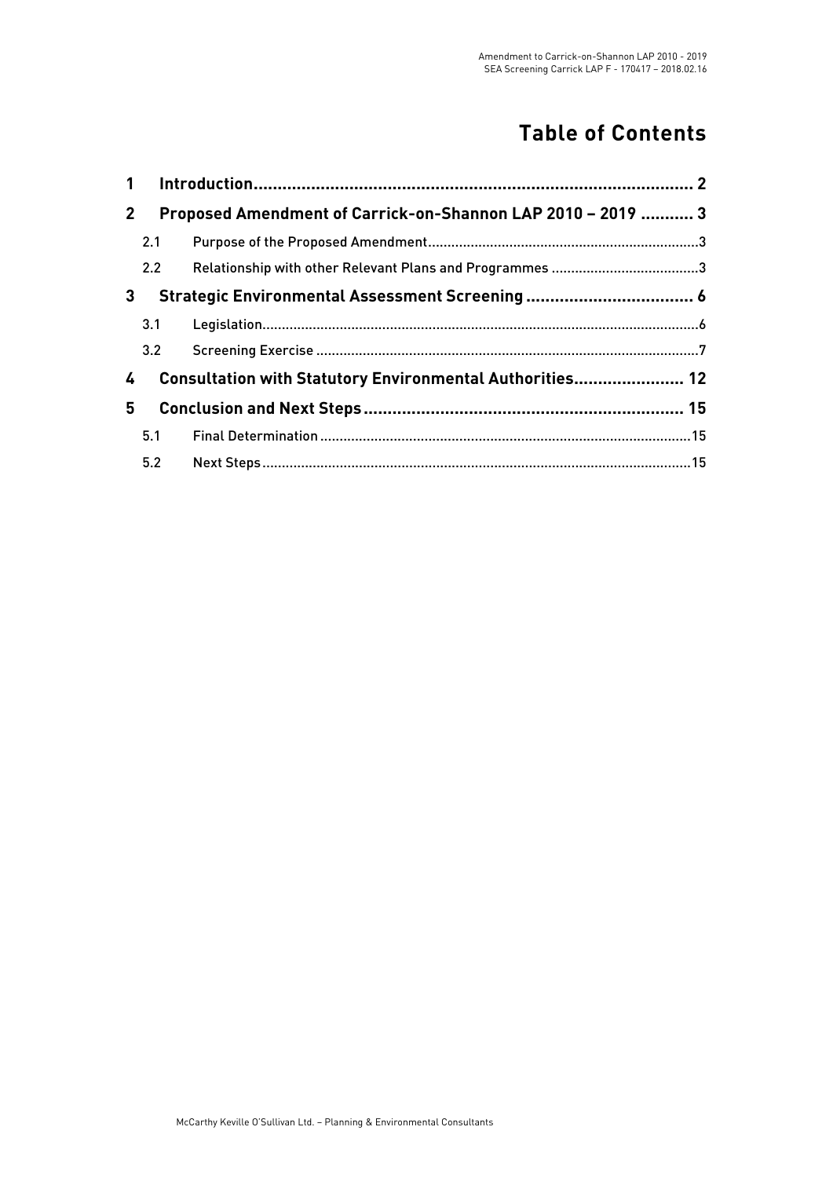# Table of Contents

| | | |
|---|---|---|
| **1** | **Introduction** | **2** |
| **2** | **Proposed Amendment of Carrick-on-Shannon LAP 2010 – 2019** | **3** |
| 2.1 | Purpose of the Proposed Amendment | 3 |
| 2.2 | Relationship with other Relevant Plans and Programmes | 3 |
| **3** | **Strategic Environmental Assessment Screening** | **6** |
| 3.1 | Legislation | 6 |
| 3.2 | Screening Exercise | 7 |
| **4** | **Consultation with Statutory Environmental Authorities** | **12** |
| **5** | **Conclusion and Next Steps** | **15** |
| 5.1 | Final Determination | 15 |
| 5.2 | Next Steps | 15 |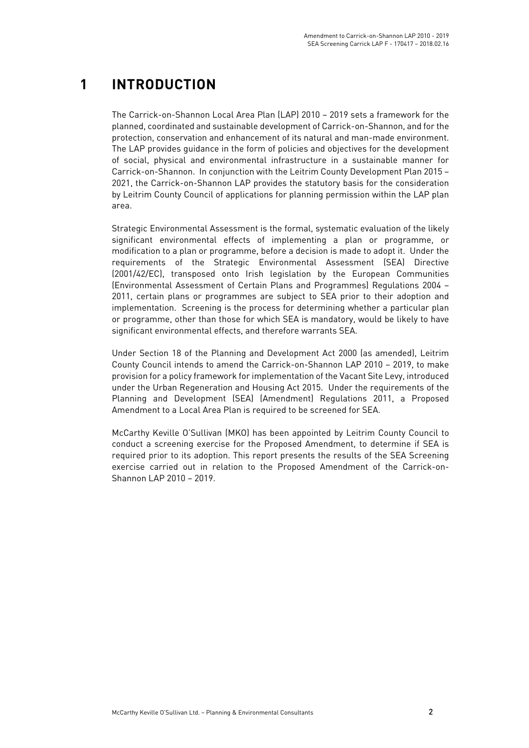# 1 INTRODUCTION

The Carrick-on-Shannon Local Area Plan (LAP) 2010 – 2019 sets a framework for the planned, coordinated and sustainable development of Carrick-on-Shannon, and for the protection, conservation and enhancement of its natural and man-made environment. The LAP provides guidance in the form of policies and objectives for the development of social, physical and environmental infrastructure in a sustainable manner for Carrick-on-Shannon. In conjunction with the Leitrim County Development Plan 2015 – 2021, the Carrick-on-Shannon LAP provides the statutory basis for the consideration by Leitrim County Council of applications for planning permission within the LAP plan area.

Strategic Environmental Assessment is the formal, systematic evaluation of the likely significant environmental effects of implementing a plan or programme, or modification to a plan or programme, before a decision is made to adopt it. Under the requirements of the Strategic Environmental Assessment (SEA) Directive (2001/42/EC), transposed onto Irish legislation by the European Communities (Environmental Assessment of Certain Plans and Programmes) Regulations 2004 – 2011, certain plans or programmes are subject to SEA prior to their adoption and implementation. Screening is the process for determining whether a particular plan or programme, other than those for which SEA is mandatory, would be likely to have significant environmental effects, and therefore warrants SEA.

Under Section 18 of the Planning and Development Act 2000 (as amended), Leitrim County Council intends to amend the Carrick-on-Shannon LAP 2010 – 2019, to make provision for a policy framework for implementation of the Vacant Site Levy, introduced under the Urban Regeneration and Housing Act 2015. Under the requirements of the Planning and Development (SEA) (Amendment) Regulations 2011, a Proposed Amendment to a Local Area Plan is required to be screened for SEA.

McCarthy Keville O'Sullivan (MKO) has been appointed by Leitrim County Council to conduct a screening exercise for the Proposed Amendment, to determine if SEA is required prior to its adoption. This report presents the results of the SEA Screening exercise carried out in relation to the Proposed Amendment of the Carrick-on-Shannon LAP 2010 – 2019.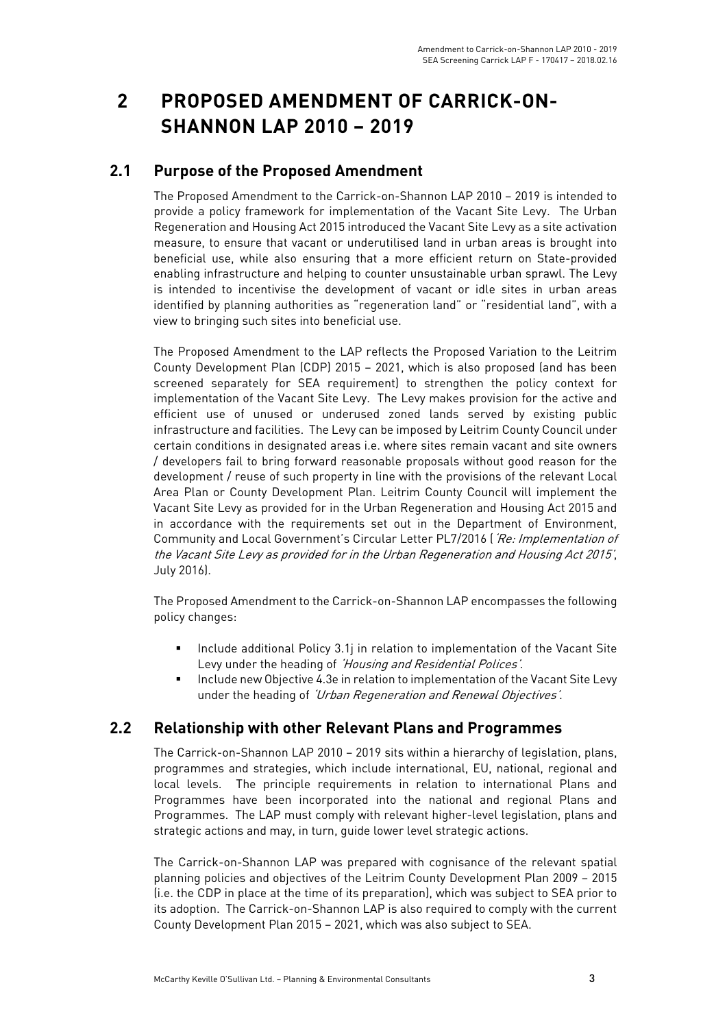# 2 PROPOSED AMENDMENT OF CARRICK-ON-SHANNON LAP 2010 – 2019

## 2.1 Purpose of the Proposed Amendment

The Proposed Amendment to the Carrick-on-Shannon LAP 2010 – 2019 is intended to provide a policy framework for implementation of the Vacant Site Levy. The Urban Regeneration and Housing Act 2015 introduced the Vacant Site Levy as a site activation measure, to ensure that vacant or underutilised land in urban areas is brought into beneficial use, while also ensuring that a more efficient return on State-provided enabling infrastructure and helping to counter unsustainable urban sprawl. The Levy is intended to incentivise the development of vacant or idle sites in urban areas identified by planning authorities as "regeneration land" or "residential land", with a view to bringing such sites into beneficial use.

The Proposed Amendment to the LAP reflects the Proposed Variation to the Leitrim County Development Plan (CDP) 2015 – 2021, which is also proposed (and has been screened separately for SEA requirement) to strengthen the policy context for implementation of the Vacant Site Levy. The Levy makes provision for the active and efficient use of unused or underused zoned lands served by existing public infrastructure and facilities. The Levy can be imposed by Leitrim County Council under certain conditions in designated areas i.e. where sites remain vacant and site owners / developers fail to bring forward reasonable proposals without good reason for the development / reuse of such property in line with the provisions of the relevant Local Area Plan or County Development Plan. Leitrim County Council will implement the Vacant Site Levy as provided for in the Urban Regeneration and Housing Act 2015 and in accordance with the requirements set out in the Department of Environment, Community and Local Government's Circular Letter PL7/2016 (*'Re: Implementation of the Vacant Site Levy as provided for in the Urban Regeneration and Housing Act 2015'*, July 2016).

The Proposed Amendment to the Carrick-on-Shannon LAP encompasses the following policy changes:

- Include additional Policy 3.1j in relation to implementation of the Vacant Site Levy under the heading of *'Housing and Residential Polices'*.
- Include new Objective 4.3e in relation to implementation of the Vacant Site Levy under the heading of *'Urban Regeneration and Renewal Objectives'*.

## 2.2 Relationship with other Relevant Plans and Programmes

The Carrick-on-Shannon LAP 2010 – 2019 sits within a hierarchy of legislation, plans, programmes and strategies, which include international, EU, national, regional and local levels. The principle requirements in relation to international Plans and Programmes have been incorporated into the national and regional Plans and Programmes. The LAP must comply with relevant higher-level legislation, plans and strategic actions and may, in turn, guide lower level strategic actions.

The Carrick-on-Shannon LAP was prepared with cognisance of the relevant spatial planning policies and objectives of the Leitrim County Development Plan 2009 – 2015 (i.e. the CDP in place at the time of its preparation), which was subject to SEA prior to its adoption. The Carrick-on-Shannon LAP is also required to comply with the current County Development Plan 2015 – 2021, which was also subject to SEA.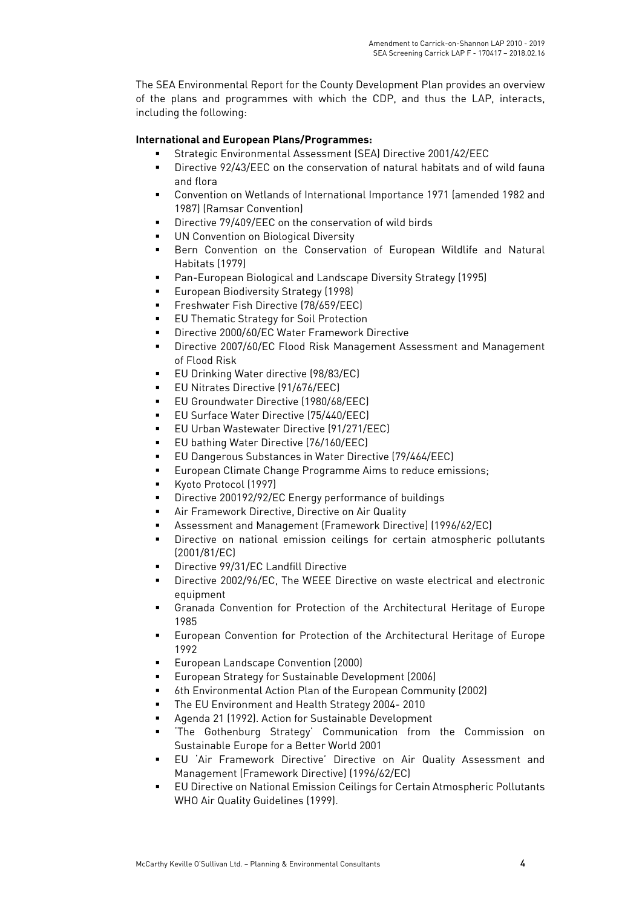The SEA Environmental Report for the County Development Plan provides an overview of the plans and programmes with which the CDP, and thus the LAP, interacts, including the following:

**International and European Plans/Programmes:**

- Strategic Environmental Assessment (SEA) Directive 2001/42/EEC
- Directive 92/43/EEC on the conservation of natural habitats and of wild fauna and flora
- Convention on Wetlands of International Importance 1971 (amended 1982 and 1987) (Ramsar Convention)
- Directive 79/409/EEC on the conservation of wild birds
- UN Convention on Biological Diversity
- Bern Convention on the Conservation of European Wildlife and Natural Habitats (1979)
- Pan-European Biological and Landscape Diversity Strategy (1995)
- European Biodiversity Strategy (1998)
- Freshwater Fish Directive (78/659/EEC)
- EU Thematic Strategy for Soil Protection
- Directive 2000/60/EC Water Framework Directive
- Directive 2007/60/EC Flood Risk Management Assessment and Management of Flood Risk
- EU Drinking Water directive (98/83/EC)
- EU Nitrates Directive (91/676/EEC)
- EU Groundwater Directive (1980/68/EEC)
- EU Surface Water Directive (75/440/EEC)
- EU Urban Wastewater Directive (91/271/EEC)
- EU bathing Water Directive (76/160/EEC)
- EU Dangerous Substances in Water Directive (79/464/EEC)
- European Climate Change Programme Aims to reduce emissions;
- Kyoto Protocol (1997)
- Directive 200192/92/EC Energy performance of buildings
- Air Framework Directive, Directive on Air Quality
- Assessment and Management (Framework Directive) (1996/62/EC)
- Directive on national emission ceilings for certain atmospheric pollutants (2001/81/EC)
- Directive 99/31/EC Landfill Directive
- Directive 2002/96/EC, The WEEE Directive on waste electrical and electronic equipment
- Granada Convention for Protection of the Architectural Heritage of Europe 1985
- European Convention for Protection of the Architectural Heritage of Europe 1992
- European Landscape Convention (2000)
- European Strategy for Sustainable Development (2006)
- 6th Environmental Action Plan of the European Community (2002)
- The EU Environment and Health Strategy 2004- 2010
- Agenda 21 (1992). Action for Sustainable Development
- 'The Gothenburg Strategy' Communication from the Commission on Sustainable Europe for a Better World 2001
- EU 'Air Framework Directive' Directive on Air Quality Assessment and Management (Framework Directive) (1996/62/EC)
- EU Directive on National Emission Ceilings for Certain Atmospheric Pollutants WHO Air Quality Guidelines (1999).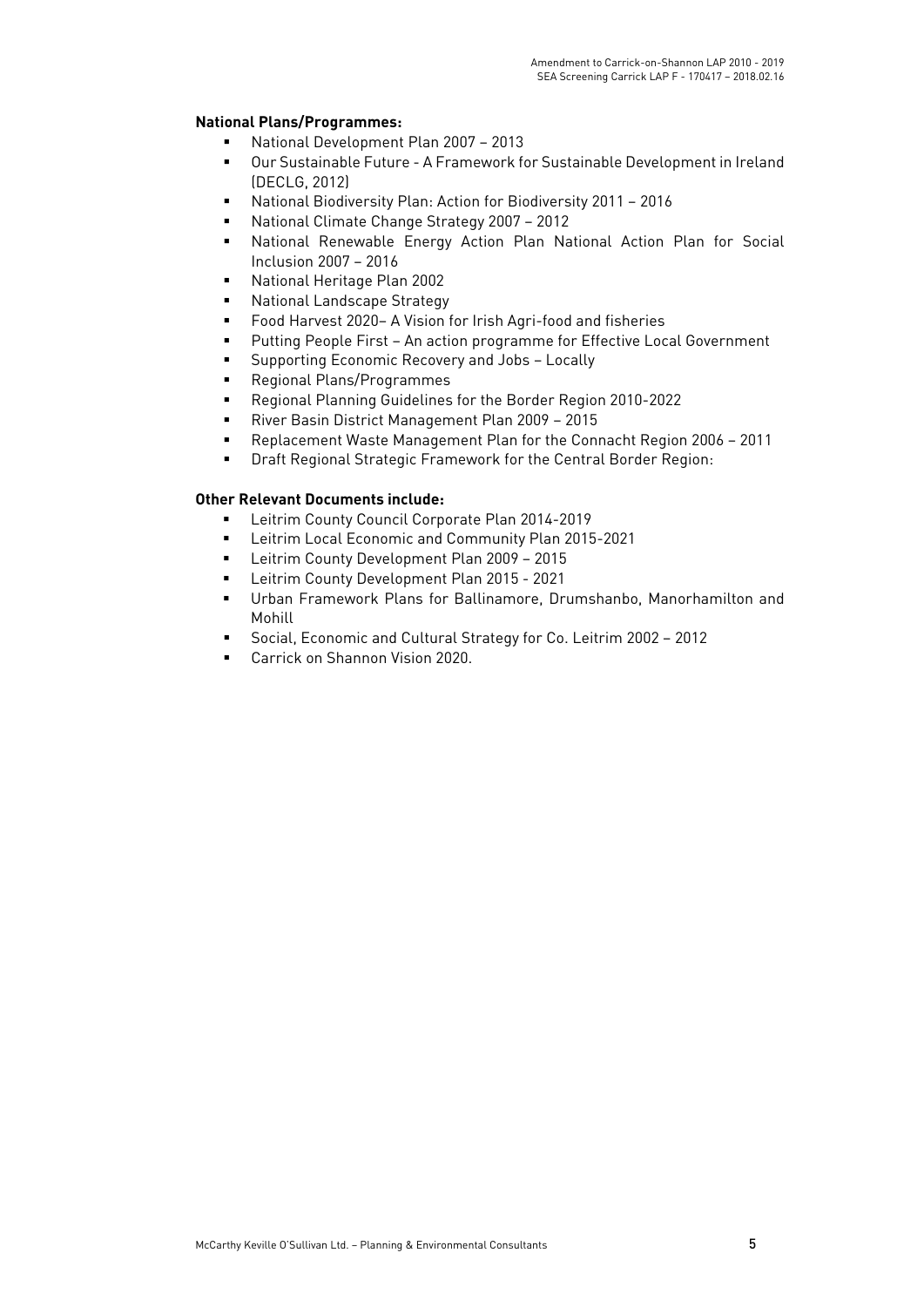**National Plans/Programmes:**

- National Development Plan 2007 – 2013
- Our Sustainable Future - A Framework for Sustainable Development in Ireland (DECLG, 2012)
- National Biodiversity Plan: Action for Biodiversity 2011 – 2016
- National Climate Change Strategy 2007 – 2012
- National Renewable Energy Action Plan National Action Plan for Social Inclusion 2007 – 2016
- National Heritage Plan 2002
- National Landscape Strategy
- Food Harvest 2020– A Vision for Irish Agri-food and fisheries
- Putting People First – An action programme for Effective Local Government
- Supporting Economic Recovery and Jobs – Locally
- Regional Plans/Programmes
- Regional Planning Guidelines for the Border Region 2010-2022
- River Basin District Management Plan 2009 – 2015
- Replacement Waste Management Plan for the Connacht Region 2006 – 2011
- Draft Regional Strategic Framework for the Central Border Region:

**Other Relevant Documents include:**

- Leitrim County Council Corporate Plan 2014-2019
- Leitrim Local Economic and Community Plan 2015-2021
- Leitrim County Development Plan 2009 – 2015
- Leitrim County Development Plan 2015 - 2021
- Urban Framework Plans for Ballinamore, Drumshanbo, Manorhamilton and Mohill
- Social, Economic and Cultural Strategy for Co. Leitrim 2002 – 2012
- Carrick on Shannon Vision 2020.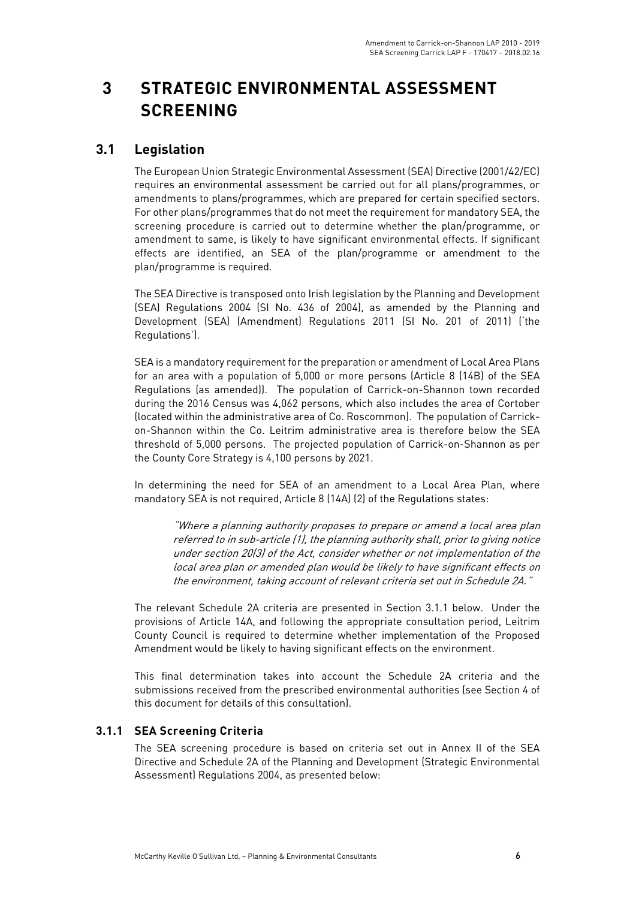# 3 STRATEGIC ENVIRONMENTAL ASSESSMENT SCREENING

## 3.1 Legislation

The European Union Strategic Environmental Assessment (SEA) Directive (2001/42/EC) requires an environmental assessment be carried out for all plans/programmes, or amendments to plans/programmes, which are prepared for certain specified sectors. For other plans/programmes that do not meet the requirement for mandatory SEA, the screening procedure is carried out to determine whether the plan/programme, or amendment to same, is likely to have significant environmental effects. If significant effects are identified, an SEA of the plan/programme or amendment to the plan/programme is required.

The SEA Directive is transposed onto Irish legislation by the Planning and Development (SEA) Regulations 2004 (SI No. 436 of 2004), as amended by the Planning and Development (SEA) (Amendment) Regulations 2011 (SI No. 201 of 2011) ('the Regulations').

SEA is a mandatory requirement for the preparation or amendment of Local Area Plans for an area with a population of 5,000 or more persons (Article 8 (14B) of the SEA Regulations (as amended)). The population of Carrick-on-Shannon town recorded during the 2016 Census was 4,062 persons, which also includes the area of Cortober (located within the administrative area of Co. Roscommon). The population of Carrick-on-Shannon within the Co. Leitrim administrative area is therefore below the SEA threshold of 5,000 persons. The projected population of Carrick-on-Shannon as per the County Core Strategy is 4,100 persons by 2021.

In determining the need for SEA of an amendment to a Local Area Plan, where mandatory SEA is not required, Article 8 (14A) (2) of the Regulations states:

> *"Where a planning authority proposes to prepare or amend a local area plan referred to in sub-article (1), the planning authority shall, prior to giving notice under section 20(3) of the Act, consider whether or not implementation of the local area plan or amended plan would be likely to have significant effects on the environment, taking account of relevant criteria set out in Schedule 2A."*

The relevant Schedule 2A criteria are presented in Section 3.1.1 below. Under the provisions of Article 14A, and following the appropriate consultation period, Leitrim County Council is required to determine whether implementation of the Proposed Amendment would be likely to having significant effects on the environment.

This final determination takes into account the Schedule 2A criteria and the submissions received from the prescribed environmental authorities (see Section 4 of this document for details of this consultation).

### 3.1.1 SEA Screening Criteria

The SEA screening procedure is based on criteria set out in Annex II of the SEA Directive and Schedule 2A of the Planning and Development (Strategic Environmental Assessment) Regulations 2004, as presented below: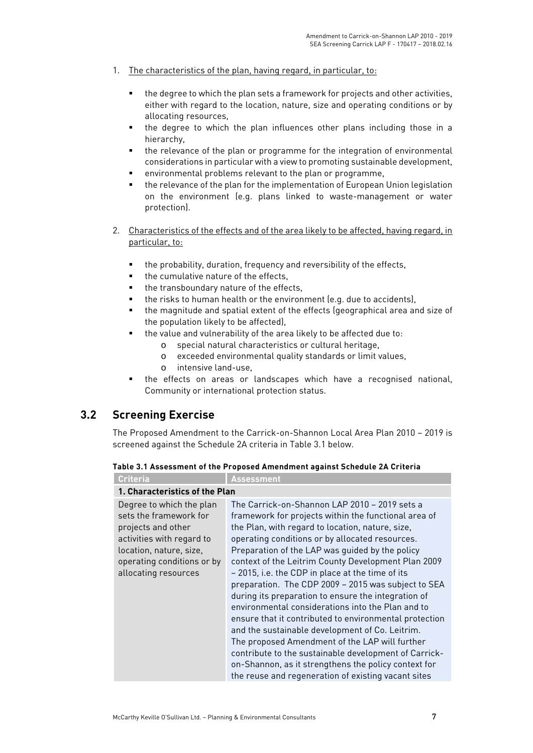1. The characteristics of the plan, having regard, in particular, to:

   - the degree to which the plan sets a framework for projects and other activities, either with regard to the location, nature, size and operating conditions or by allocating resources,
   - the degree to which the plan influences other plans including those in a hierarchy,
   - the relevance of the plan or programme for the integration of environmental considerations in particular with a view to promoting sustainable development,
   - environmental problems relevant to the plan or programme,
   - the relevance of the plan for the implementation of European Union legislation on the environment (e.g. plans linked to waste-management or water protection).

2. Characteristics of the effects and of the area likely to be affected, having regard, in particular, to:

   - the probability, duration, frequency and reversibility of the effects,
   - the cumulative nature of the effects,
   - the transboundary nature of the effects,
   - the risks to human health or the environment (e.g. due to accidents),
   - the magnitude and spatial extent of the effects (geographical area and size of the population likely to be affected),
   - the value and vulnerability of the area likely to be affected due to:
     - special natural characteristics or cultural heritage,
     - exceeded environmental quality standards or limit values,
     - intensive land-use,
   - the effects on areas or landscapes which have a recognised national, Community or international protection status.

## 3.2 Screening Exercise

The Proposed Amendment to the Carrick-on-Shannon Local Area Plan 2010 – 2019 is screened against the Schedule 2A criteria in Table 3.1 below.

**Table 3.1 Assessment of the Proposed Amendment against Schedule 2A Criteria**

| Criteria | Assessment |
|---|---|
| **1. Characteristics of the Plan** | |
| Degree to which the plan sets the framework for projects and other activities with regard to location, nature, size, operating conditions or by allocating resources | The Carrick-on-Shannon LAP 2010 – 2019 sets a framework for projects within the functional area of the Plan, with regard to location, nature, size, operating conditions or by allocated resources. Preparation of the LAP was guided by the policy context of the Leitrim County Development Plan 2009 – 2015, i.e. the CDP in place at the time of its preparation. The CDP 2009 – 2015 was subject to SEA during its preparation to ensure the integration of environmental considerations into the Plan and to ensure that it contributed to environmental protection and the sustainable development of Co. Leitrim. The proposed Amendment of the LAP will further contribute to the sustainable development of Carrick-on-Shannon, as it strengthens the policy context for the reuse and regeneration of existing vacant sites |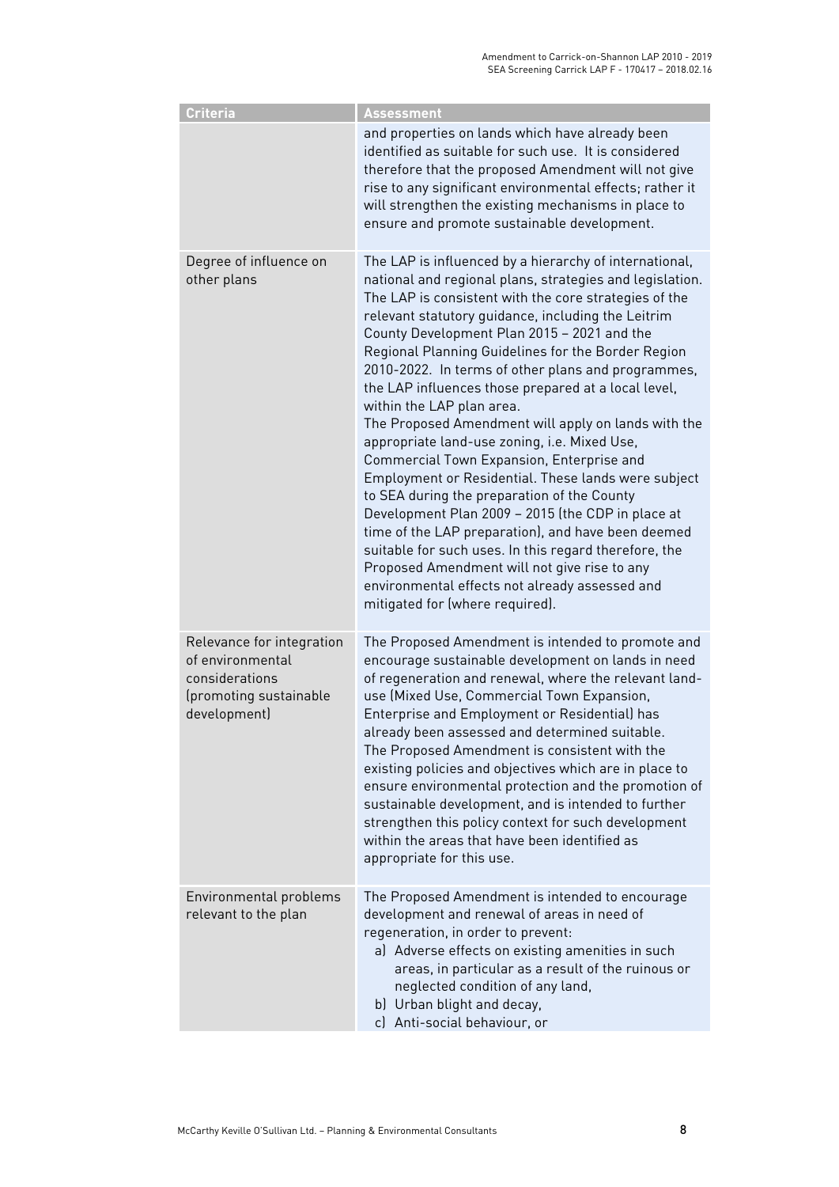| Criteria | Assessment |
| --- | --- |
| | and properties on lands which have already been identified as suitable for such use. It is considered therefore that the proposed Amendment will not give rise to any significant environmental effects; rather it will strengthen the existing mechanisms in place to ensure and promote sustainable development. |
| Degree of influence on other plans | The LAP is influenced by a hierarchy of international, national and regional plans, strategies and legislation. The LAP is consistent with the core strategies of the relevant statutory guidance, including the Leitrim County Development Plan 2015 – 2021 and the Regional Planning Guidelines for the Border Region 2010-2022. In terms of other plans and programmes, the LAP influences those prepared at a local level, within the LAP plan area.<br>The Proposed Amendment will apply on lands with the appropriate land-use zoning, i.e. Mixed Use, Commercial Town Expansion, Enterprise and Employment or Residential. These lands were subject to SEA during the preparation of the County Development Plan 2009 – 2015 (the CDP in place at time of the LAP preparation), and have been deemed suitable for such uses. In this regard therefore, the Proposed Amendment will not give rise to any environmental effects not already assessed and mitigated for (where required). |
| Relevance for integration of environmental considerations (promoting sustainable development) | The Proposed Amendment is intended to promote and encourage sustainable development on lands in need of regeneration and renewal, where the relevant land-use (Mixed Use, Commercial Town Expansion, Enterprise and Employment or Residential) has already been assessed and determined suitable.<br>The Proposed Amendment is consistent with the existing policies and objectives which are in place to ensure environmental protection and the promotion of sustainable development, and is intended to further strengthen this policy context for such development within the areas that have been identified as appropriate for this use. |
| Environmental problems relevant to the plan | The Proposed Amendment is intended to encourage development and renewal of areas in need of regeneration, in order to prevent:<br>a) Adverse effects on existing amenities in such areas, in particular as a result of the ruinous or neglected condition of any land,<br>b) Urban blight and decay,<br>c) Anti-social behaviour, or |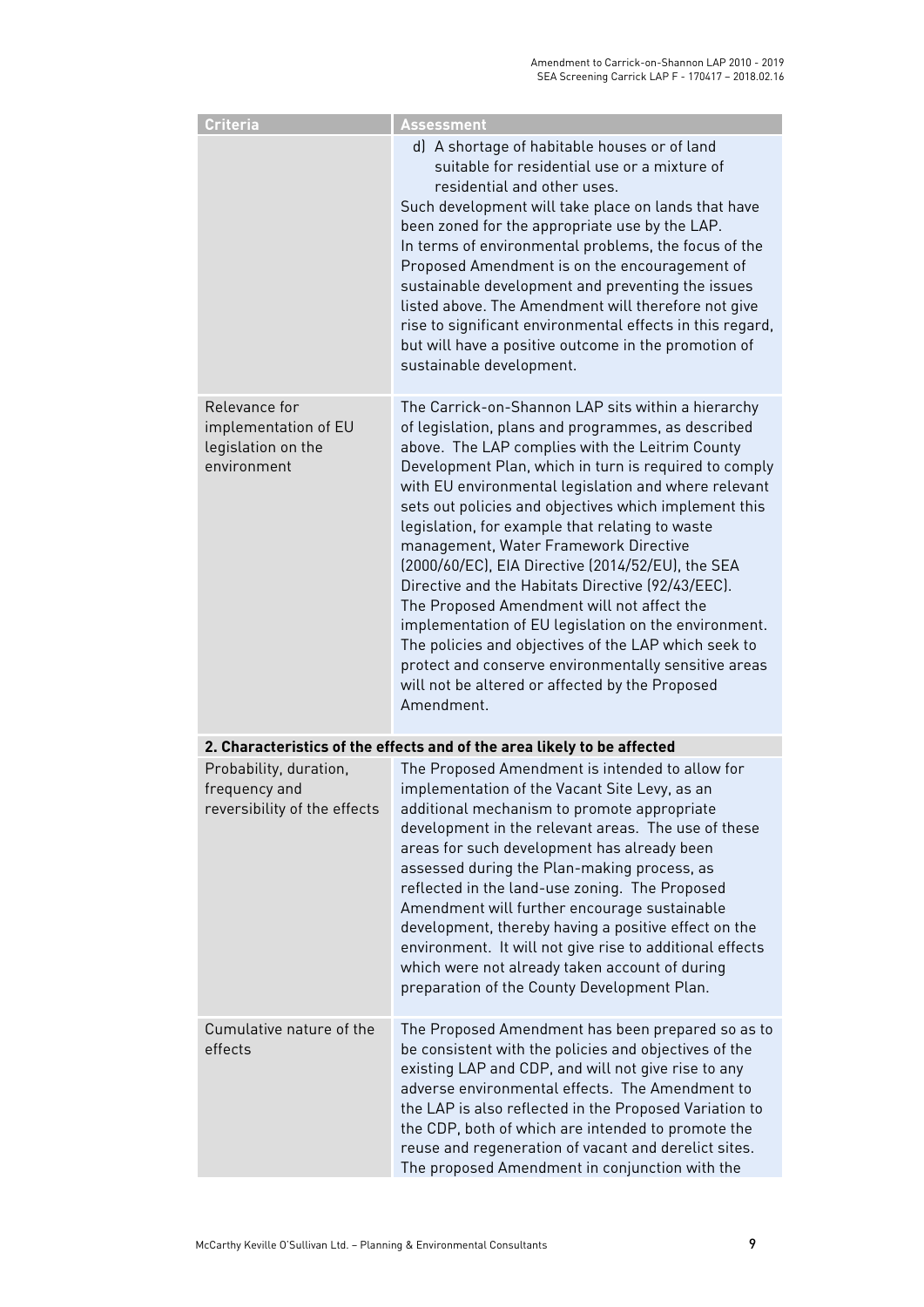| Criteria | Assessment |
| --- | --- |
| | d) A shortage of habitable houses or of land suitable for residential use or a mixture of residential and other uses.<br>Such development will take place on lands that have been zoned for the appropriate use by the LAP.<br>In terms of environmental problems, the focus of the Proposed Amendment is on the encouragement of sustainable development and preventing the issues listed above. The Amendment will therefore not give rise to significant environmental effects in this regard, but will have a positive outcome in the promotion of sustainable development. |
| Relevance for implementation of EU legislation on the environment | The Carrick-on-Shannon LAP sits within a hierarchy of legislation, plans and programmes, as described above. The LAP complies with the Leitrim County Development Plan, which in turn is required to comply with EU environmental legislation and where relevant sets out policies and objectives which implement this legislation, for example that relating to waste management, Water Framework Directive (2000/60/EC), EIA Directive (2014/52/EU), the SEA Directive and the Habitats Directive (92/43/EEC).<br>The Proposed Amendment will not affect the implementation of EU legislation on the environment. The policies and objectives of the LAP which seek to protect and conserve environmentally sensitive areas will not be altered or affected by the Proposed Amendment. |
| **2. Characteristics of the effects and of the area likely to be affected** | |
| Probability, duration, frequency and reversibility of the effects | The Proposed Amendment is intended to allow for implementation of the Vacant Site Levy, as an additional mechanism to promote appropriate development in the relevant areas. The use of these areas for such development has already been assessed during the Plan-making process, as reflected in the land-use zoning. The Proposed Amendment will further encourage sustainable development, thereby having a positive effect on the environment. It will not give rise to additional effects which were not already taken account of during preparation of the County Development Plan. |
| Cumulative nature of the effects | The Proposed Amendment has been prepared so as to be consistent with the policies and objectives of the existing LAP and CDP, and will not give rise to any adverse environmental effects. The Amendment to the LAP is also reflected in the Proposed Variation to the CDP, both of which are intended to promote the reuse and regeneration of vacant and derelict sites. The proposed Amendment in conjunction with the |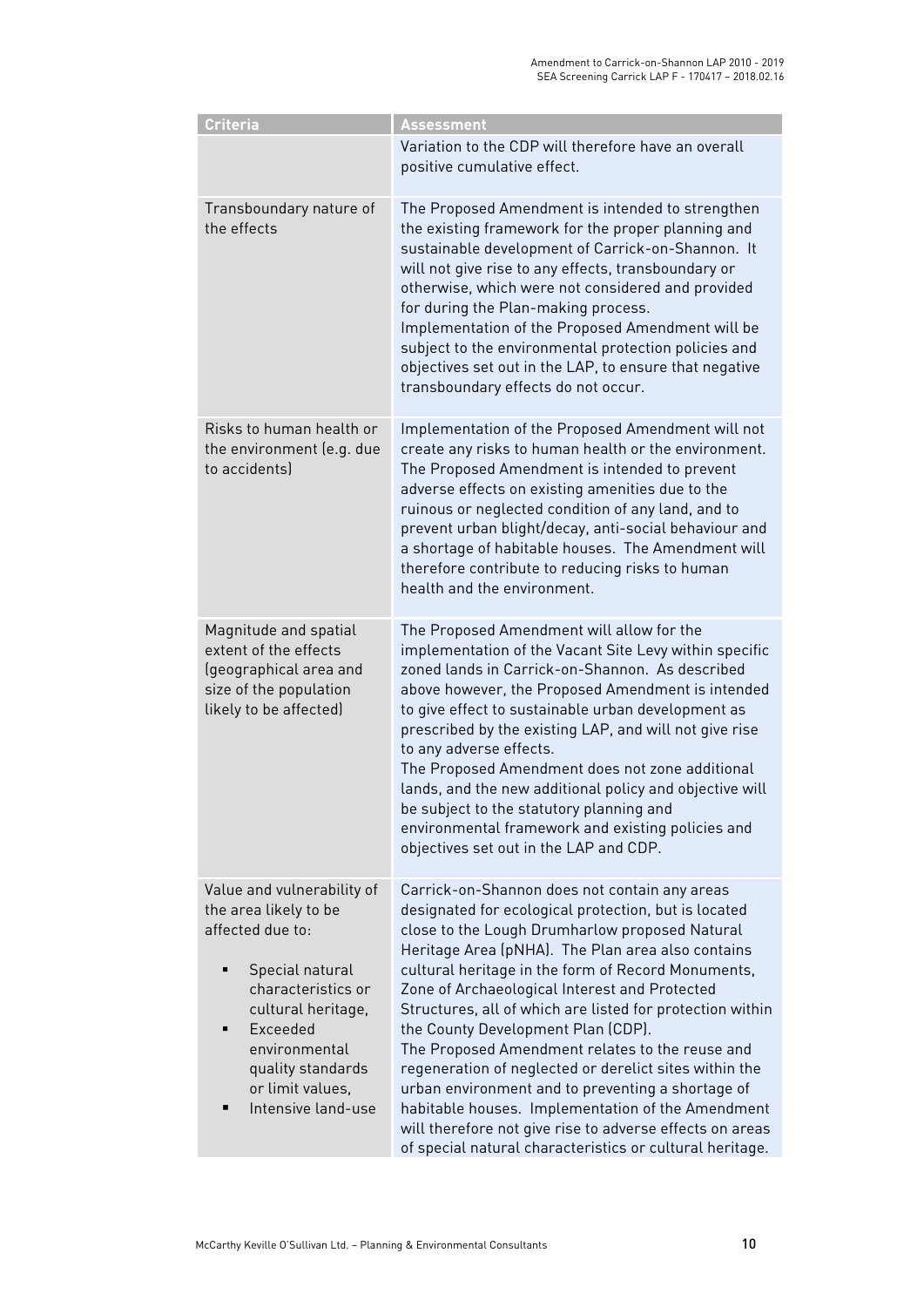| Criteria | Assessment |
| --- | --- |
| | Variation to the CDP will therefore have an overall positive cumulative effect. |
| Transboundary nature of the effects | The Proposed Amendment is intended to strengthen the existing framework for the proper planning and sustainable development of Carrick-on-Shannon. It will not give rise to any effects, transboundary or otherwise, which were not considered and provided for during the Plan-making process.<br>Implementation of the Proposed Amendment will be subject to the environmental protection policies and objectives set out in the LAP, to ensure that negative transboundary effects do not occur. |
| Risks to human health or the environment (e.g. due to accidents) | Implementation of the Proposed Amendment will not create any risks to human health or the environment. The Proposed Amendment is intended to prevent adverse effects on existing amenities due to the ruinous or neglected condition of any land, and to prevent urban blight/decay, anti-social behaviour and a shortage of habitable houses. The Amendment will therefore contribute to reducing risks to human health and the environment. |
| Magnitude and spatial extent of the effects (geographical area and size of the population likely to be affected) | The Proposed Amendment will allow for the implementation of the Vacant Site Levy within specific zoned lands in Carrick-on-Shannon. As described above however, the Proposed Amendment is intended to give effect to sustainable urban development as prescribed by the existing LAP, and will not give rise to any adverse effects.<br>The Proposed Amendment does not zone additional lands, and the new additional policy and objective will be subject to the statutory planning and environmental framework and existing policies and objectives set out in the LAP and CDP. |
| Value and vulnerability of the area likely to be affected due to:<br>▪ Special natural characteristics or cultural heritage,<br>▪ Exceeded environmental quality standards or limit values,<br>▪ Intensive land-use | Carrick-on-Shannon does not contain any areas designated for ecological protection, but is located close to the Lough Drumharlow proposed Natural Heritage Area (pNHA). The Plan area also contains cultural heritage in the form of Record Monuments, Zone of Archaeological Interest and Protected Structures, all of which are listed for protection within the County Development Plan (CDP).<br>The Proposed Amendment relates to the reuse and regeneration of neglected or derelict sites within the urban environment and to preventing a shortage of habitable houses. Implementation of the Amendment will therefore not give rise to adverse effects on areas of special natural characteristics or cultural heritage. |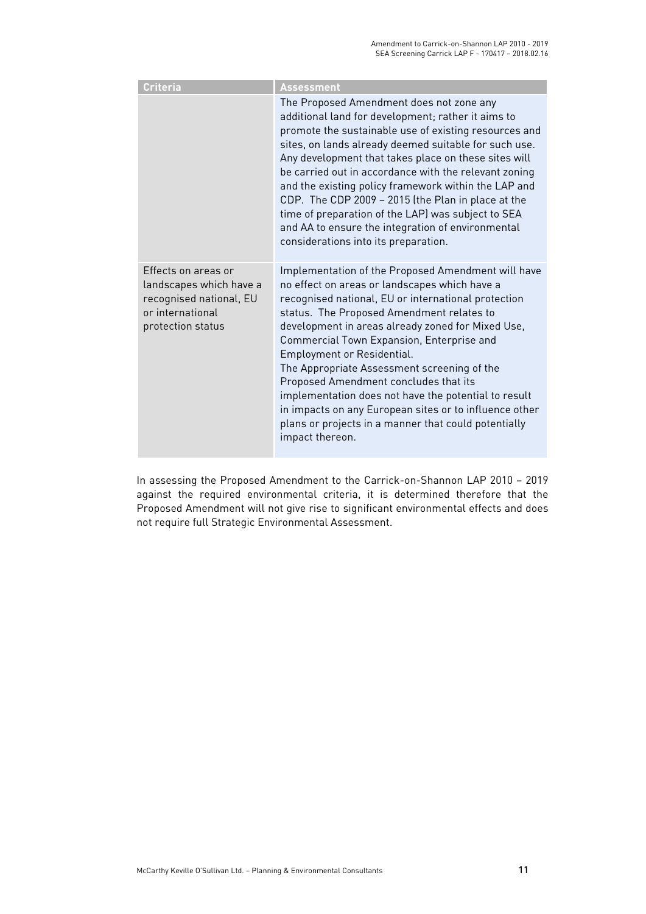| Criteria | Assessment |
| --- | --- |
| | The Proposed Amendment does not zone any additional land for development; rather it aims to promote the sustainable use of existing resources and sites, on lands already deemed suitable for such use. Any development that takes place on these sites will be carried out in accordance with the relevant zoning and the existing policy framework within the LAP and CDP. The CDP 2009 – 2015 (the Plan in place at the time of preparation of the LAP) was subject to SEA and AA to ensure the integration of environmental considerations into its preparation. |
| Effects on areas or landscapes which have a recognised national, EU or international protection status | Implementation of the Proposed Amendment will have no effect on areas or landscapes which have a recognised national, EU or international protection status. The Proposed Amendment relates to development in areas already zoned for Mixed Use, Commercial Town Expansion, Enterprise and Employment or Residential.<br>The Appropriate Assessment screening of the Proposed Amendment concludes that its implementation does not have the potential to result in impacts on any European sites or to influence other plans or projects in a manner that could potentially impact thereon. |

In assessing the Proposed Amendment to the Carrick-on-Shannon LAP 2010 – 2019 against the required environmental criteria, it is determined therefore that the Proposed Amendment will not give rise to significant environmental effects and does not require full Strategic Environmental Assessment.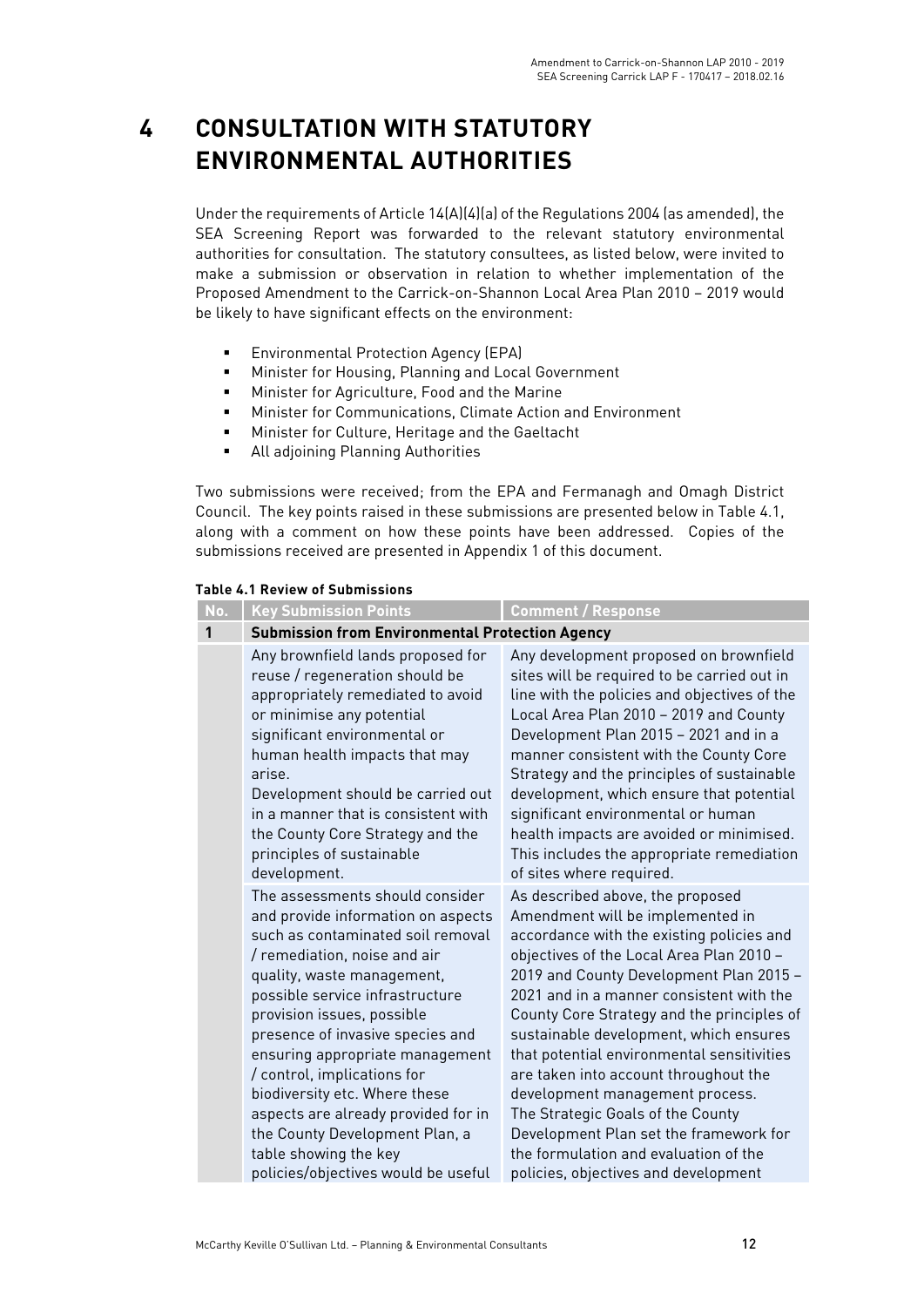# 4 CONSULTATION WITH STATUTORY ENVIRONMENTAL AUTHORITIES

Under the requirements of Article 14(A)(4)(a) of the Regulations 2004 (as amended), the SEA Screening Report was forwarded to the relevant statutory environmental authorities for consultation. The statutory consultees, as listed below, were invited to make a submission or observation in relation to whether implementation of the Proposed Amendment to the Carrick-on-Shannon Local Area Plan 2010 – 2019 would be likely to have significant effects on the environment:

- Environmental Protection Agency (EPA)
- Minister for Housing, Planning and Local Government
- Minister for Agriculture, Food and the Marine
- Minister for Communications, Climate Action and Environment
- Minister for Culture, Heritage and the Gaeltacht
- All adjoining Planning Authorities

Two submissions were received; from the EPA and Fermanagh and Omagh District Council. The key points raised in these submissions are presented below in Table 4.1, along with a comment on how these points have been addressed. Copies of the submissions received are presented in Appendix 1 of this document.

**Table 4.1 Review of Submissions**

| No. | Key Submission Points | Comment / Response |
|---|---|---|
| **1** | **Submission from Environmental Protection Agency** | |
| | Any brownfield lands proposed for reuse / regeneration should be appropriately remediated to avoid or minimise any potential significant environmental or human health impacts that may arise.<br>Development should be carried out in a manner that is consistent with the County Core Strategy and the principles of sustainable development. | Any development proposed on brownfield sites will be required to be carried out in line with the policies and objectives of the Local Area Plan 2010 – 2019 and County Development Plan 2015 – 2021 and in a manner consistent with the County Core Strategy and the principles of sustainable development, which ensure that potential significant environmental or human health impacts are avoided or minimised. This includes the appropriate remediation of sites where required. |
| | The assessments should consider and provide information on aspects such as contaminated soil removal / remediation, noise and air quality, waste management, possible service infrastructure provision issues, possible presence of invasive species and ensuring appropriate management / control, implications for biodiversity etc. Where these aspects are already provided for in the County Development Plan, a table showing the key policies/objectives would be useful | As described above, the proposed Amendment will be implemented in accordance with the existing policies and objectives of the Local Area Plan 2010 – 2019 and County Development Plan 2015 – 2021 and in a manner consistent with the County Core Strategy and the principles of sustainable development, which ensures that potential environmental sensitivities are taken into account throughout the development management process.<br>The Strategic Goals of the County Development Plan set the framework for the formulation and evaluation of the policies, objectives and development |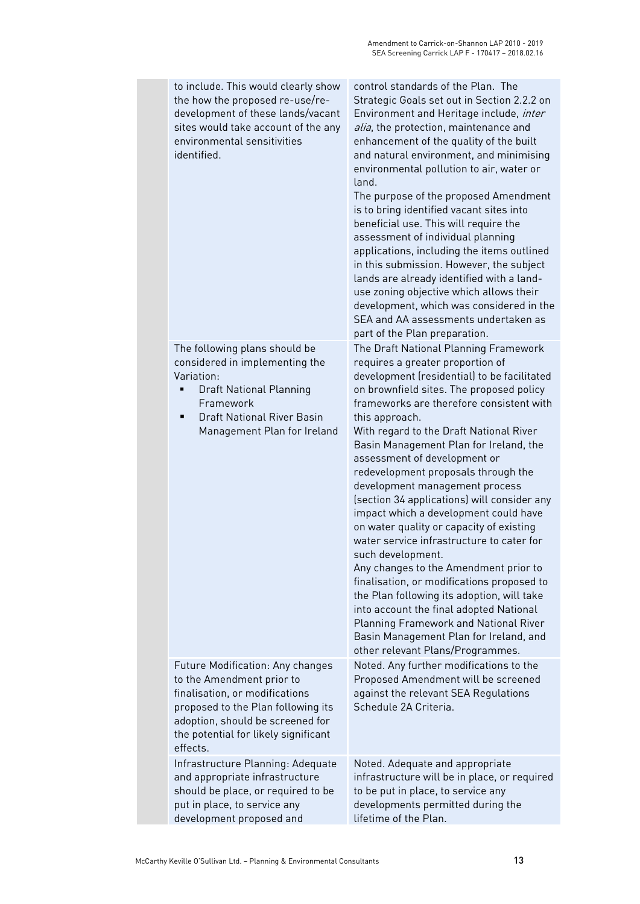| | | |
|---|---|---|
| | to include. This would clearly show the how the proposed re-use/re-development of these lands/vacant sites would take account of the any environmental sensitivities identified. | control standards of the Plan. The Strategic Goals set out in Section 2.2.2 on Environment and Heritage include, *inter alia*, the protection, maintenance and enhancement of the quality of the built and natural environment, and minimising environmental pollution to air, water or land.<br>The purpose of the proposed Amendment is to bring identified vacant sites into beneficial use. This will require the assessment of individual planning applications, including the items outlined in this submission. However, the subject lands are already identified with a land-use zoning objective which allows their development, which was considered in the SEA and AA assessments undertaken as part of the Plan preparation. |
| | The following plans should be considered in implementing the Variation:<br>▪ Draft National Planning Framework<br>▪ Draft National River Basin Management Plan for Ireland | The Draft National Planning Framework requires a greater proportion of development (residential) to be facilitated on brownfield sites. The proposed policy frameworks are therefore consistent with this approach.<br>With regard to the Draft National River Basin Management Plan for Ireland, the assessment of development or redevelopment proposals through the development management process (section 34 applications) will consider any impact which a development could have on water quality or capacity of existing water service infrastructure to cater for such development.<br>Any changes to the Amendment prior to finalisation, or modifications proposed to the Plan following its adoption, will take into account the final adopted National Planning Framework and National River Basin Management Plan for Ireland, and other relevant Plans/Programmes. |
| | Future Modification: Any changes to the Amendment prior to finalisation, or modifications proposed to the Plan following its adoption, should be screened for the potential for likely significant effects. | Noted. Any further modifications to the Proposed Amendment will be screened against the relevant SEA Regulations Schedule 2A Criteria. |
| | Infrastructure Planning: Adequate and appropriate infrastructure should be place, or required to be put in place, to service any development proposed and | Noted. Adequate and appropriate infrastructure will be in place, or required to be put in place, to service any developments permitted during the lifetime of the Plan. |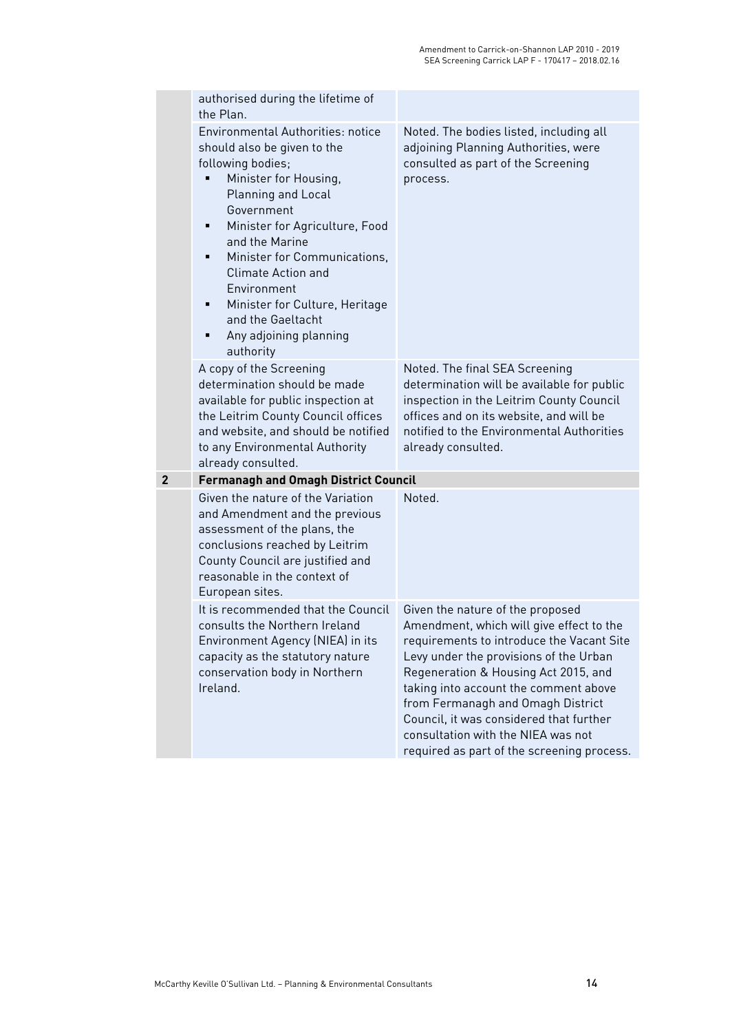| | | |
|---|---|---|
| | authorised during the lifetime of the Plan. | |
| | Environmental Authorities: notice should also be given to the following bodies;<br>▪ Minister for Housing, Planning and Local Government<br>▪ Minister for Agriculture, Food and the Marine<br>▪ Minister for Communications, Climate Action and Environment<br>▪ Minister for Culture, Heritage and the Gaeltacht<br>▪ Any adjoining planning authority | Noted. The bodies listed, including all adjoining Planning Authorities, were consulted as part of the Screening process. |
| | A copy of the Screening determination should be made available for public inspection at the Leitrim County Council offices and website, and should be notified to any Environmental Authority already consulted. | Noted. The final SEA Screening determination will be available for public inspection in the Leitrim County Council offices and on its website, and will be notified to the Environmental Authorities already consulted. |
| **2** | **Fermanagh and Omagh District Council** | |
| | Given the nature of the Variation and Amendment and the previous assessment of the plans, the conclusions reached by Leitrim County Council are justified and reasonable in the context of European sites. | Noted. |
| | It is recommended that the Council consults the Northern Ireland Environment Agency (NIEA) in its capacity as the statutory nature conservation body in Northern Ireland. | Given the nature of the proposed Amendment, which will give effect to the requirements to introduce the Vacant Site Levy under the provisions of the Urban Regeneration & Housing Act 2015, and taking into account the comment above from Fermanagh and Omagh District Council, it was considered that further consultation with the NIEA was not required as part of the screening process. |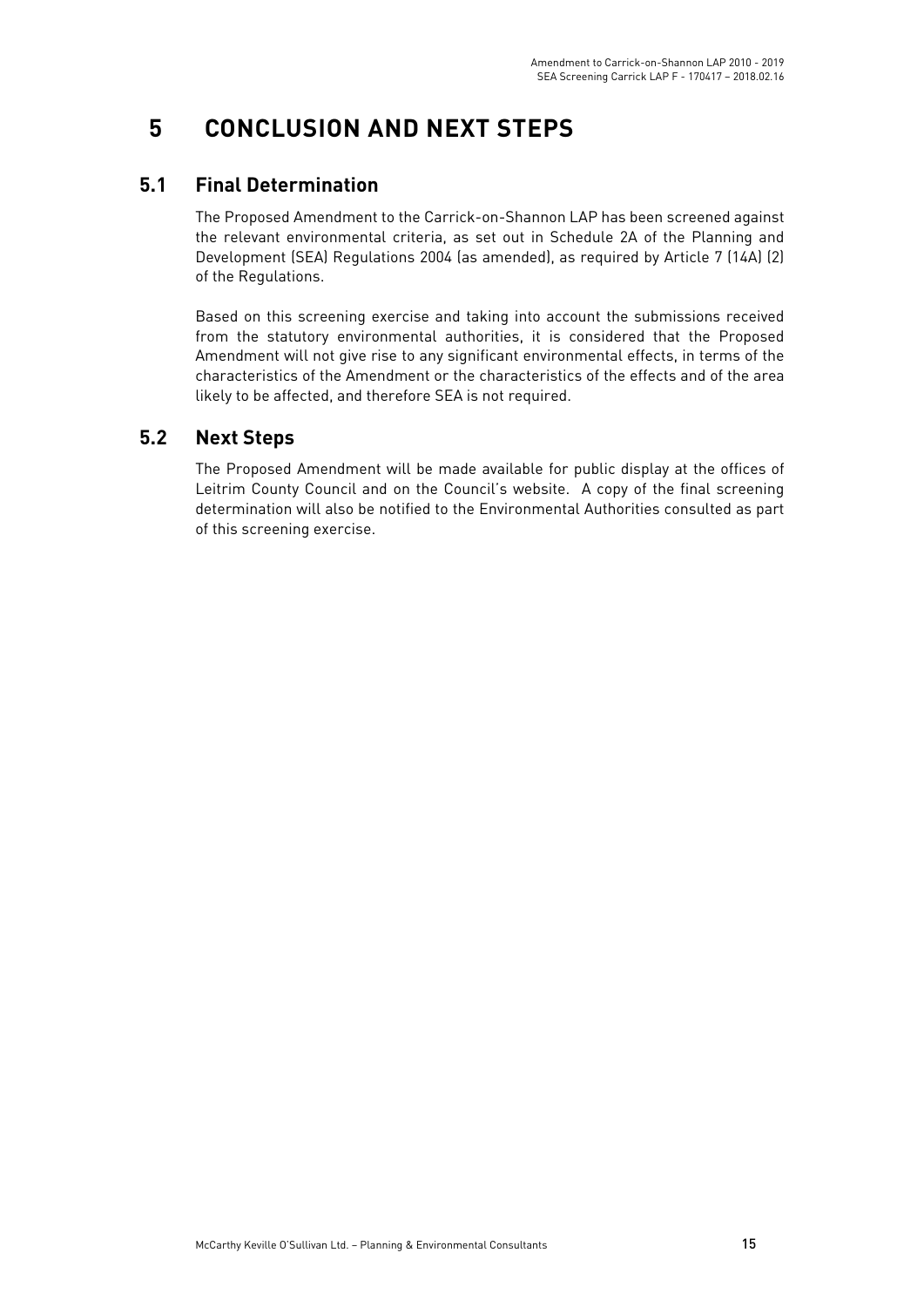# 5 CONCLUSION AND NEXT STEPS

## 5.1 Final Determination

The Proposed Amendment to the Carrick-on-Shannon LAP has been screened against the relevant environmental criteria, as set out in Schedule 2A of the Planning and Development (SEA) Regulations 2004 (as amended), as required by Article 7 (14A) (2) of the Regulations.

Based on this screening exercise and taking into account the submissions received from the statutory environmental authorities, it is considered that the Proposed Amendment will not give rise to any significant environmental effects, in terms of the characteristics of the Amendment or the characteristics of the effects and of the area likely to be affected, and therefore SEA is not required.

## 5.2 Next Steps

The Proposed Amendment will be made available for public display at the offices of Leitrim County Council and on the Council's website. A copy of the final screening determination will also be notified to the Environmental Authorities consulted as part of this screening exercise.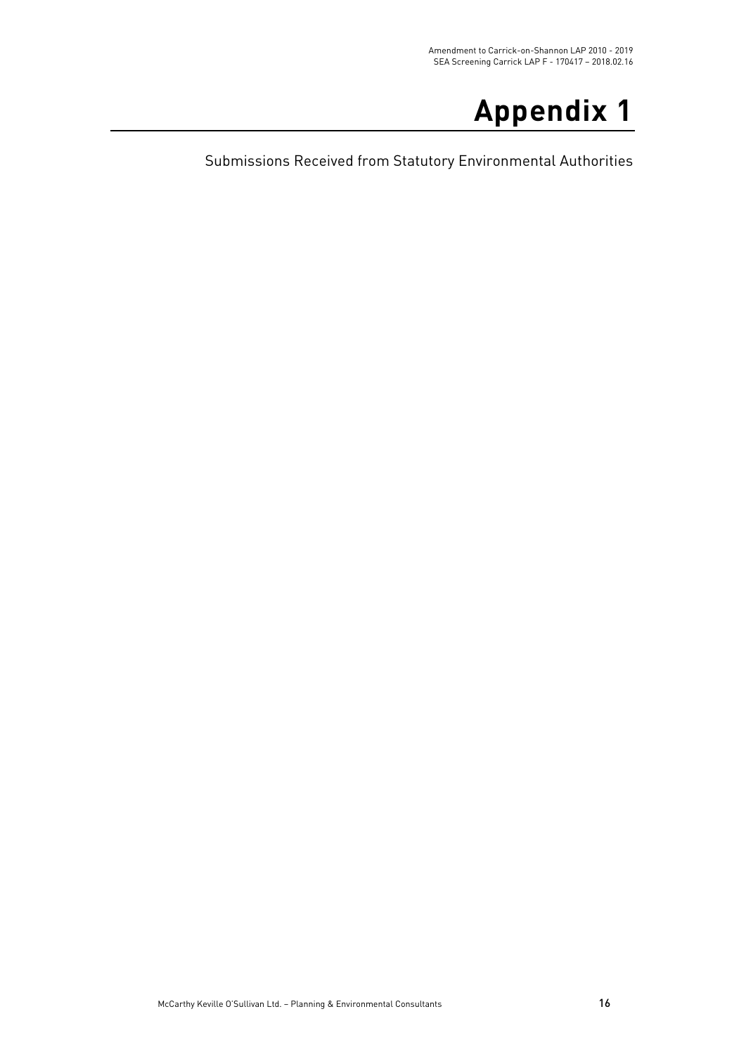# Appendix 1

Submissions Received from Statutory Environmental Authorities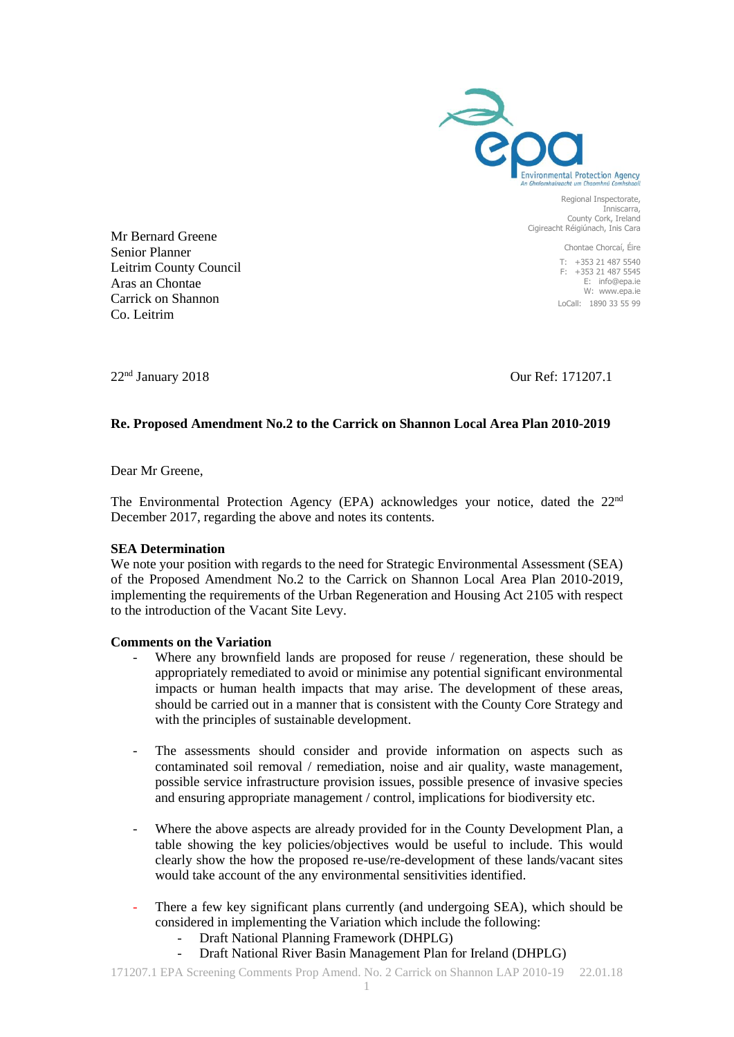Regional Inspectorate,
Inniscarra,
County Cork, Ireland
Cigireacht Réigiúnach, Inis Cara

Chontae Chorcaí, Éire

T: +353 21 487 5540
F: +353 21 487 5545
E: info@epa.ie
W: www.epa.ie
LoCall: 1890 33 55 99

Mr Bernard Greene
Senior Planner
Leitrim County Council
Aras an Chontae
Carrick on Shannon
Co. Leitrim

22nd January 2018

Our Ref: 171207.1

**Re. Proposed Amendment No.2 to the Carrick on Shannon Local Area Plan 2010-2019**

Dear Mr Greene,

The Environmental Protection Agency (EPA) acknowledges your notice, dated the 22nd December 2017, regarding the above and notes its contents.

**SEA Determination**

We note your position with regards to the need for Strategic Environmental Assessment (SEA) of the Proposed Amendment No.2 to the Carrick on Shannon Local Area Plan 2010-2019, implementing the requirements of the Urban Regeneration and Housing Act 2105 with respect to the introduction of the Vacant Site Levy.

**Comments on the Variation**

- Where any brownfield lands are proposed for reuse / regeneration, these should be appropriately remediated to avoid or minimise any potential significant environmental impacts or human health impacts that may arise. The development of these areas, should be carried out in a manner that is consistent with the County Core Strategy and with the principles of sustainable development.

- The assessments should consider and provide information on aspects such as contaminated soil removal / remediation, noise and air quality, waste management, possible service infrastructure provision issues, possible presence of invasive species and ensuring appropriate management / control, implications for biodiversity etc.

- Where the above aspects are already provided for in the County Development Plan, a table showing the key policies/objectives would be useful to include. This would clearly show the how the proposed re-use/re-development of these lands/vacant sites would take account of the any environmental sensitivities identified.

- There a few key significant plans currently (and undergoing SEA), which should be considered in implementing the Variation which include the following:
  - Draft National Planning Framework (DHPLG)
  - Draft National River Basin Management Plan for Ireland (DHPLG)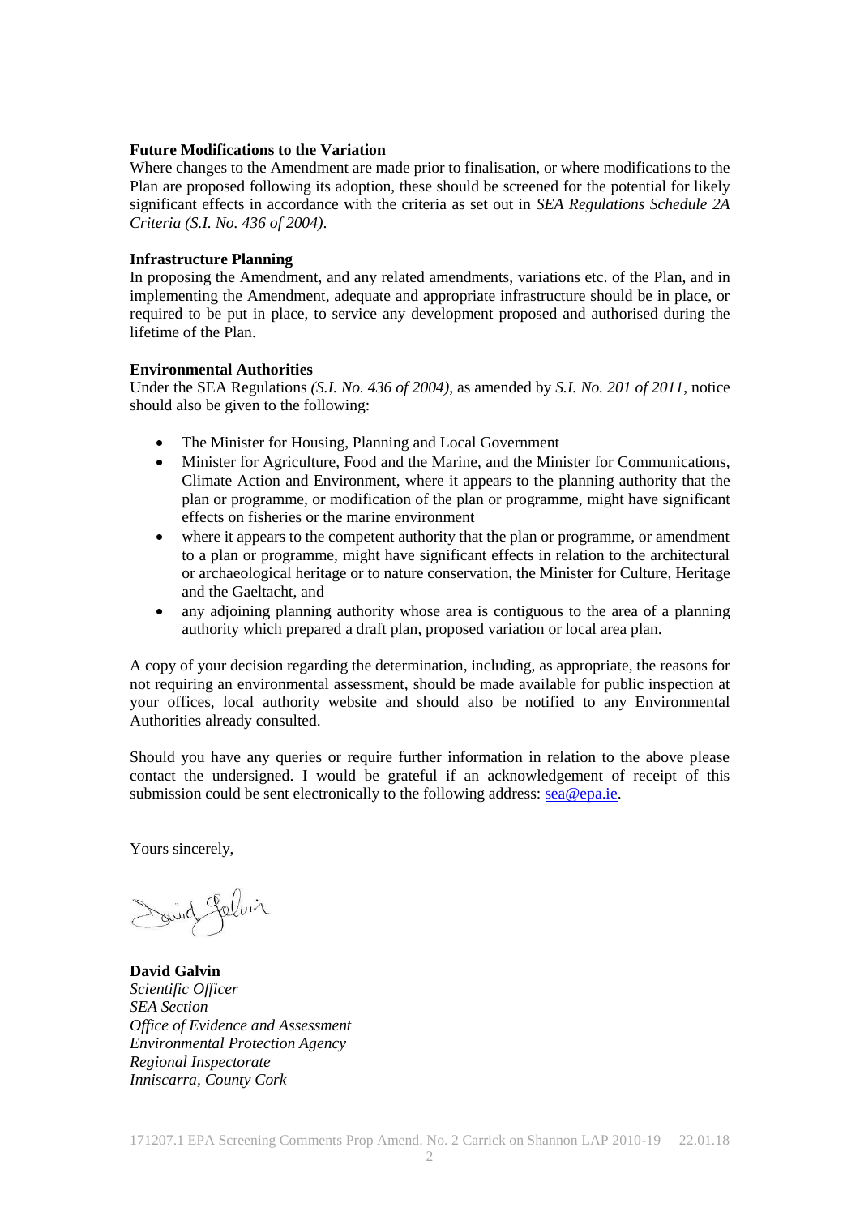**Future Modifications to the Variation**
Where changes to the Amendment are made prior to finalisation, or where modifications to the Plan are proposed following its adoption, these should be screened for the potential for likely significant effects in accordance with the criteria as set out in *SEA Regulations Schedule 2A Criteria (S.I. No. 436 of 2004)*.

**Infrastructure Planning**
In proposing the Amendment, and any related amendments, variations etc. of the Plan, and in implementing the Amendment, adequate and appropriate infrastructure should be in place, or required to be put in place, to service any development proposed and authorised during the lifetime of the Plan.

**Environmental Authorities**
Under the SEA Regulations *(S.I. No. 436 of 2004)*, as amended by *S.I. No. 201 of 2011*, notice should also be given to the following:

- The Minister for Housing, Planning and Local Government
- Minister for Agriculture, Food and the Marine, and the Minister for Communications, Climate Action and Environment, where it appears to the planning authority that the plan or programme, or modification of the plan or programme, might have significant effects on fisheries or the marine environment
- where it appears to the competent authority that the plan or programme, or amendment to a plan or programme, might have significant effects in relation to the architectural or archaeological heritage or to nature conservation, the Minister for Culture, Heritage and the Gaeltacht, and
- any adjoining planning authority whose area is contiguous to the area of a planning authority which prepared a draft plan, proposed variation or local area plan.

A copy of your decision regarding the determination, including, as appropriate, the reasons for not requiring an environmental assessment, should be made available for public inspection at your offices, local authority website and should also be notified to any Environmental Authorities already consulted.

Should you have any queries or require further information in relation to the above please contact the undersigned. I would be grateful if an acknowledgement of receipt of this submission could be sent electronically to the following address: sea@epa.ie.

Yours sincerely,

**David Galvin**
*Scientific Officer*
*SEA Section*
*Office of Evidence and Assessment*
*Environmental Protection Agency*
*Regional Inspectorate*
*Inniscarra, County Cork*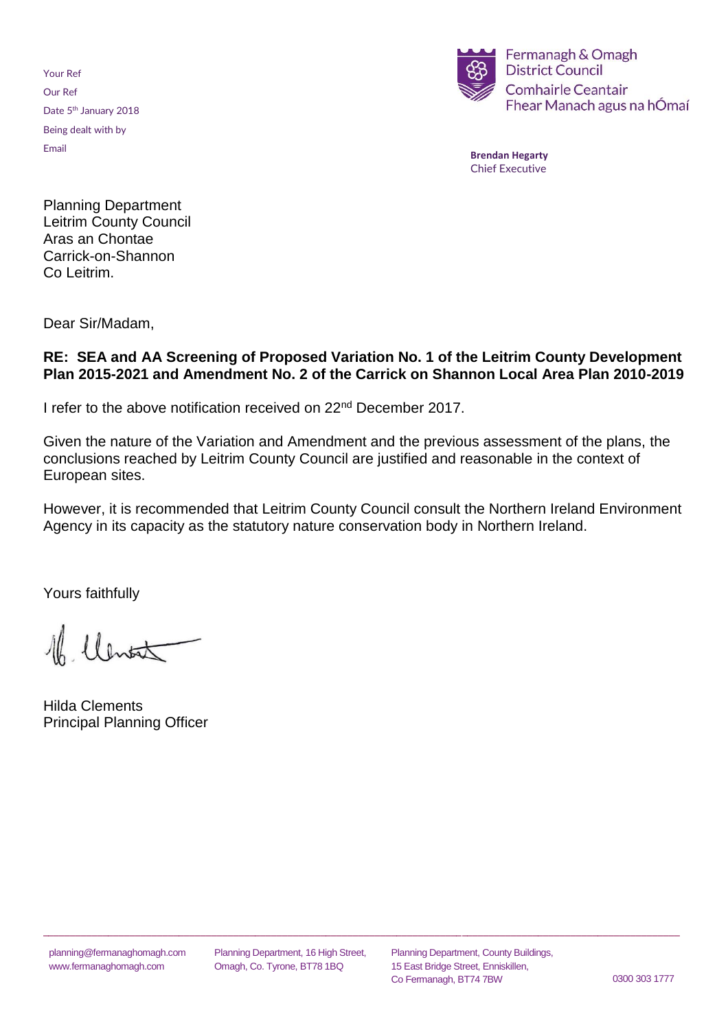Your Ref
Our Ref
Date 5th January 2018
Being dealt with by
Email

Fermanagh & Omagh District Council
Comhairle Ceantair Fhear Manach agus na hÓmaí

**Brendan Hegarty**
Chief Executive

Planning Department
Leitrim County Council
Aras an Chontae
Carrick-on-Shannon
Co Leitrim.

Dear Sir/Madam,

**RE: SEA and AA Screening of Proposed Variation No. 1 of the Leitrim County Development Plan 2015-2021 and Amendment No. 2 of the Carrick on Shannon Local Area Plan 2010-2019**

I refer to the above notification received on 22nd December 2017.

Given the nature of the Variation and Amendment and the previous assessment of the plans, the conclusions reached by Leitrim County Council are justified and reasonable in the context of European sites.

However, it is recommended that Leitrim County Council consult the Northern Ireland Environment Agency in its capacity as the statutory nature conservation body in Northern Ireland.

Yours faithfully

Hilda Clements
Principal Planning Officer

planning@fermanaghomagh.com
www.fermanaghomagh.com

Planning Department, 16 High Street, Omagh, Co. Tyrone, BT78 1BQ

Planning Department, County Buildings, 15 East Bridge Street, Enniskillen, Co Fermanagh, BT74 7BW

0300 303 1777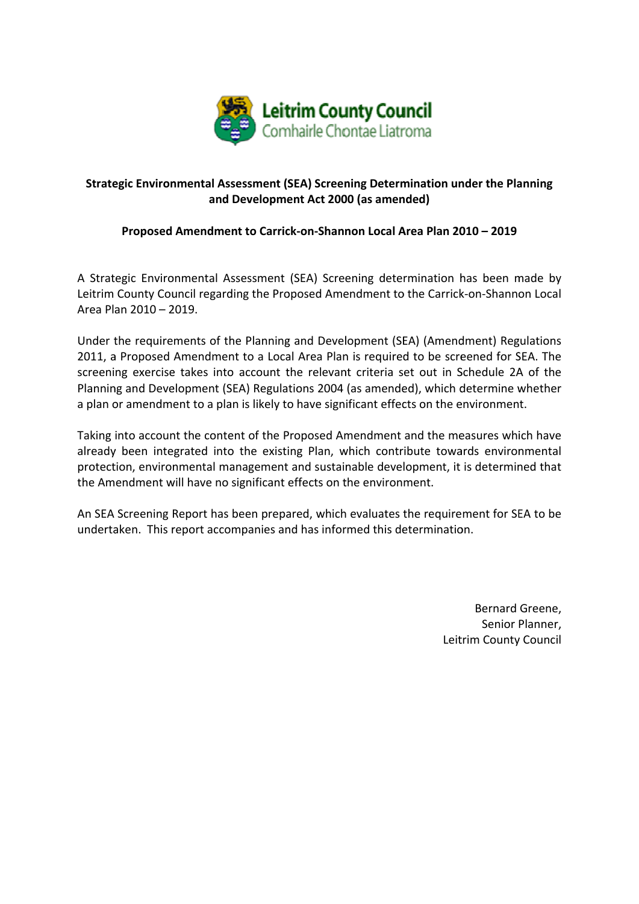Leitrim County Council
Comhairle Chontae Liatroma

**Strategic Environmental Assessment (SEA) Screening Determination under the Planning and Development Act 2000 (as amended)**

**Proposed Amendment to Carrick-on-Shannon Local Area Plan 2010 – 2019**

A Strategic Environmental Assessment (SEA) Screening determination has been made by Leitrim County Council regarding the Proposed Amendment to the Carrick-on-Shannon Local Area Plan 2010 – 2019.

Under the requirements of the Planning and Development (SEA) (Amendment) Regulations 2011, a Proposed Amendment to a Local Area Plan is required to be screened for SEA. The screening exercise takes into account the relevant criteria set out in Schedule 2A of the Planning and Development (SEA) Regulations 2004 (as amended), which determine whether a plan or amendment to a plan is likely to have significant effects on the environment.

Taking into account the content of the Proposed Amendment and the measures which have already been integrated into the existing Plan, which contribute towards environmental protection, environmental management and sustainable development, it is determined that the Amendment will have no significant effects on the environment.

An SEA Screening Report has been prepared, which evaluates the requirement for SEA to be undertaken. This report accompanies and has informed this determination.

Bernard Greene,
Senior Planner,
Leitrim County Council